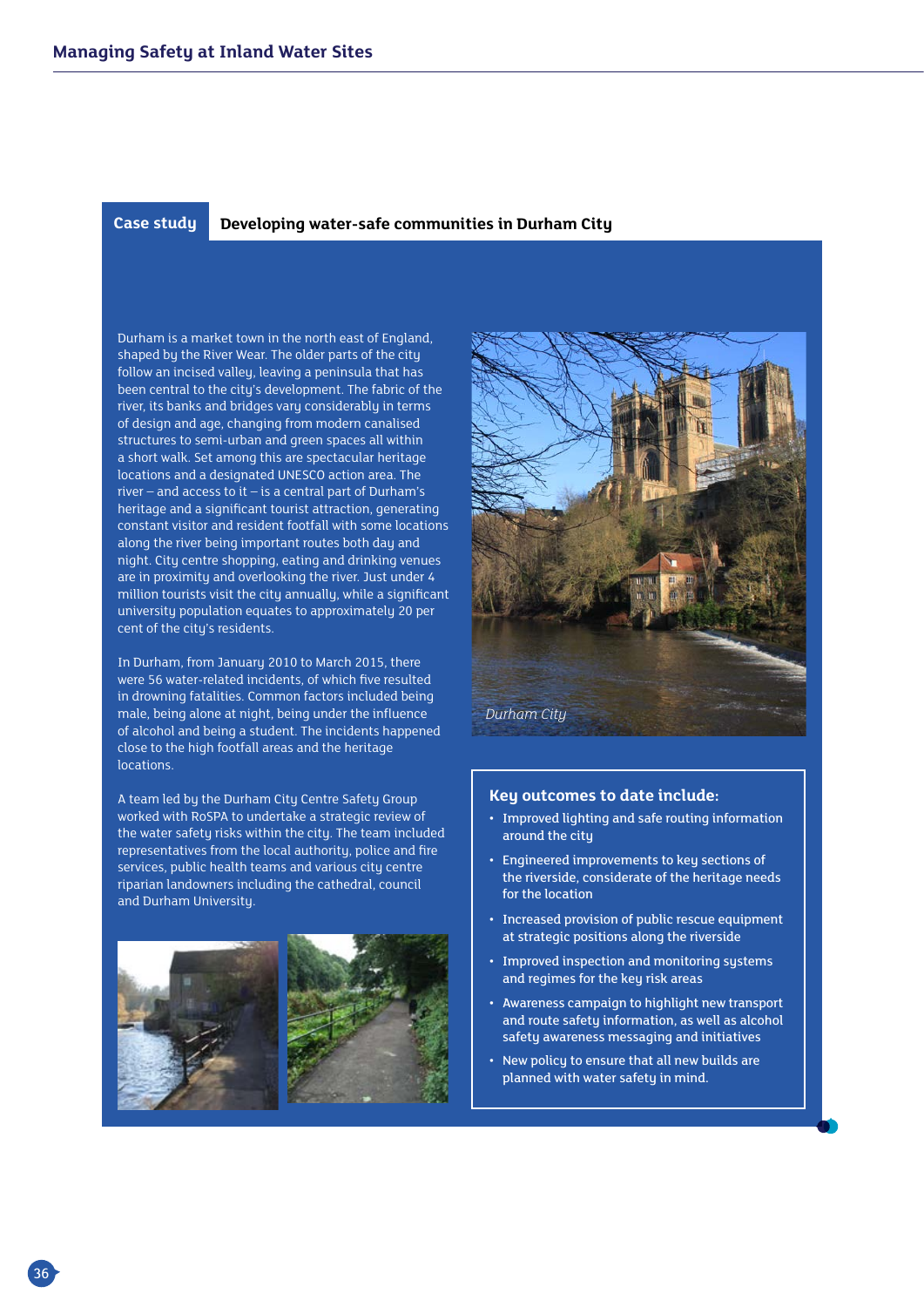## Case study — Developing water-safe communities in Durham City

Durham is a market town in the north east of England, shaped by the River Wear. The older parts of the city follow an incised valley, leaving a peninsula that has been central to the city's development. The fabric of the river, its banks and bridges vary considerably in terms of design and age, changing from modern canalised structures to semi-urban and green spaces all within a short walk. Set among this are spectacular heritage locations and a designated UNESCO action area. The river – and access to it – is a central part of Durham's heritage and a significant tourist attraction, generating constant visitor and resident footfall with some locations along the river being important routes both day and night. City centre shopping, eating and drinking venues are in proximity and overlooking the river. Just under 4 million tourists visit the city annually, while a significant university population equates to approximately 20 per cent of the city's residents.

In Durham, from January 2010 to March 2015, there were 56 water-related incidents, of which five resulted in drowning fatalities. Common factors included being male, being alone at night, being under the influence of alcohol and being a student. The incidents happened close to the high footfall areas and the heritage locations.

A team led by the Durham City Centre Safety Group worked with RoSPA to undertake a strategic review of the water safety risks within the city. The team included representatives from the local authority, police and fire services, public health teams and various city centre riparian landowners including the cathedral, council and Durham University.

*Durham City*

### Key outcomes to date include:

- Improved lighting and safe routing information around the city
- Engineered improvements to key sections of the riverside, considerate of the heritage needs for the location
- Increased provision of public rescue equipment at strategic positions along the riverside
- Improved inspection and monitoring systems and regimes for the key risk areas
- Awareness campaign to highlight new transport and route safety information, as well as alcohol safety awareness messaging and initiatives
- New policy to ensure that all new builds are planned with water safety in mind.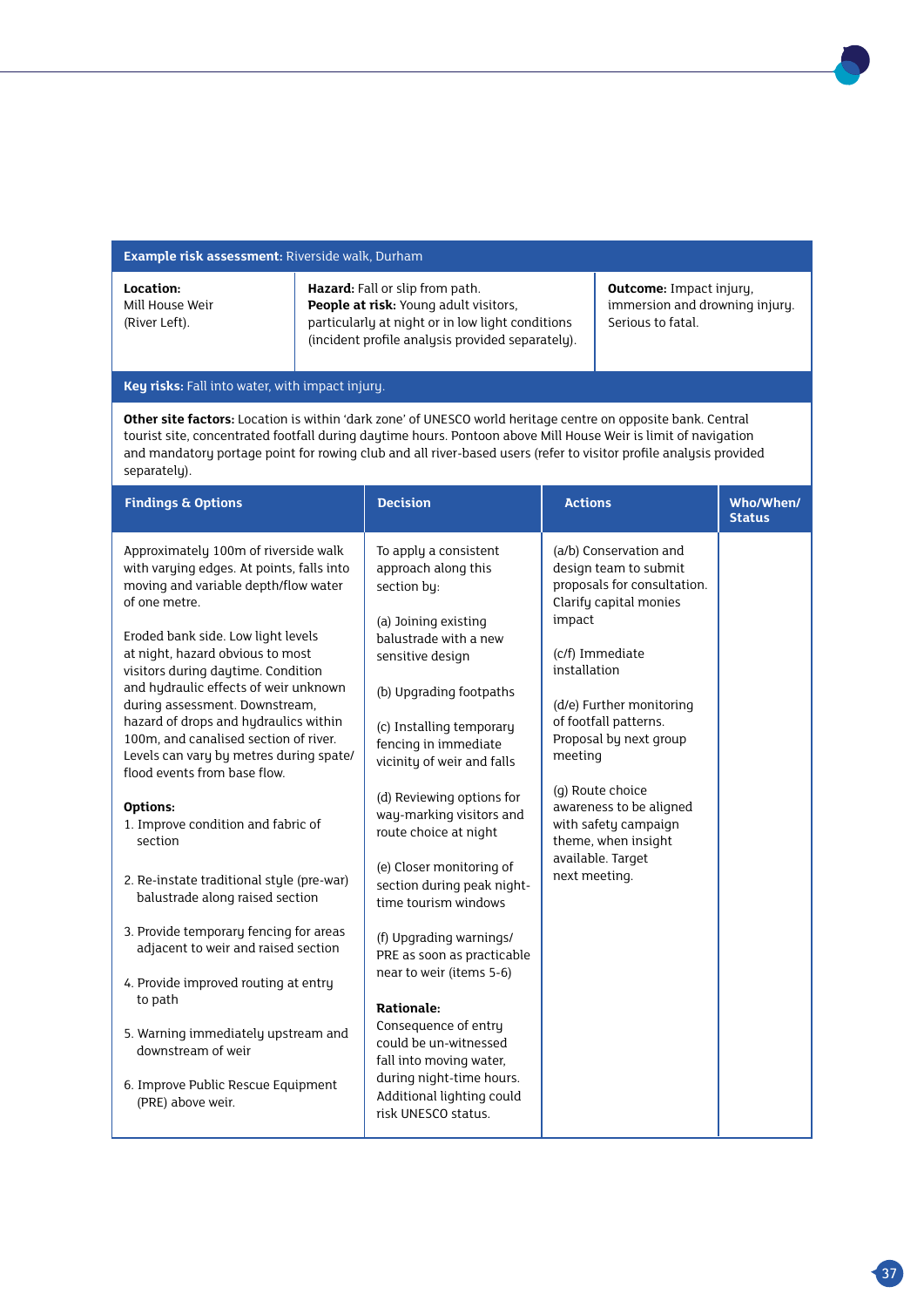**Example risk assessment:** Riverside walk, Durham

| | | |
|---|---|---|
| **Location:** Mill House Weir (River Left). | **Hazard:** Fall or slip from path. **People at risk:** Young adult visitors, particularly at night or in low light conditions (incident profile analysis provided separately). | **Outcome:** Impact injury, immersion and drowning injury. Serious to fatal. |

**Key risks:** Fall into water, with impact injury.

**Other site factors:** Location is within 'dark zone' of UNESCO world heritage centre on opposite bank. Central tourist site, concentrated footfall during daytime hours. Pontoon above Mill House Weir is limit of navigation and mandatory portage point for rowing club and all river-based users (refer to visitor profile analysis provided separately).

| Findings & Options | Decision | Actions | Who/When/ Status |
|---|---|---|---|
| Approximately 100m of riverside walk with varying edges. At points, falls into moving and variable depth/flow water of one metre.<br><br>Eroded bank side. Low light levels at night, hazard obvious to most visitors during daytime. Condition and hydraulic effects of weir unknown during assessment. Downstream, hazard of drops and hydraulics within 100m, and canalised section of river. Levels can vary by metres during spate/ flood events from base flow.<br><br>**Options:**<br>1. Improve condition and fabric of section<br>2. Re-instate traditional style (pre-war) balustrade along raised section<br>3. Provide temporary fencing for areas adjacent to weir and raised section<br>4. Provide improved routing at entry to path<br>5. Warning immediately upstream and downstream of weir<br>6. Improve Public Rescue Equipment (PRE) above weir. | To apply a consistent approach along this section by:<br><br>(a) Joining existing balustrade with a new sensitive design<br><br>(b) Upgrading footpaths<br><br>(c) Installing temporary fencing in immediate vicinity of weir and falls<br><br>(d) Reviewing options for way-marking visitors and route choice at night<br><br>(e) Closer monitoring of section during peak night-time tourism windows<br><br>(f) Upgrading warnings/ PRE as soon as practicable near to weir (items 5-6)<br><br>**Rationale:**<br>Consequence of entry could be un-witnessed fall into moving water, during night-time hours. Additional lighting could risk UNESCO status. | (a/b) Conservation and design team to submit proposals for consultation. Clarify capital monies impact<br><br>(c/f) Immediate installation<br><br>(d/e) Further monitoring of footfall patterns. Proposal by next group meeting<br><br>(g) Route choice awareness to be aligned with safety campaign theme, when insight available. Target next meeting. | |